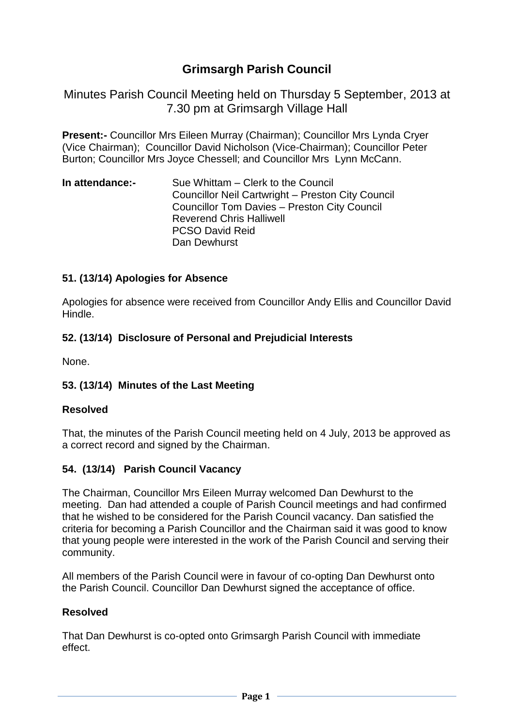# Grimsargh Parish Council

## Minutes Parish Council Meeting held on Thursday 5 September, 2013 at 7.30 pm at Grimsargh Village Hall

**Present:-** Councillor Mrs Eileen Murray (Chairman); Councillor Mrs Lynda Cryer (Vice Chairman); Councillor David Nicholson (Vice-Chairman); Councillor Peter Burton; Councillor Mrs Joyce Chessell; and Councillor Mrs Lynn McCann.

**In attendance:-**
Sue Whittam – Clerk to the Council
Councillor Neil Cartwright – Preston City Council
Councillor Tom Davies – Preston City Council
Reverend Chris Halliwell
PCSO David Reid
Dan Dewhurst

### 51. (13/14) Apologies for Absence

Apologies for absence were received from Councillor Andy Ellis and Councillor David Hindle.

### 52. (13/14) Disclosure of Personal and Prejudicial Interests

None.

### 53. (13/14) Minutes of the Last Meeting

**Resolved**

That, the minutes of the Parish Council meeting held on 4 July, 2013 be approved as a correct record and signed by the Chairman.

### 54. (13/14) Parish Council Vacancy

The Chairman, Councillor Mrs Eileen Murray welcomed Dan Dewhurst to the meeting. Dan had attended a couple of Parish Council meetings and had confirmed that he wished to be considered for the Parish Council vacancy. Dan satisfied the criteria for becoming a Parish Councillor and the Chairman said it was good to know that young people were interested in the work of the Parish Council and serving their community.

All members of the Parish Council were in favour of co-opting Dan Dewhurst onto the Parish Council. Councillor Dan Dewhurst signed the acceptance of office.

**Resolved**

That Dan Dewhurst is co-opted onto Grimsargh Parish Council with immediate effect.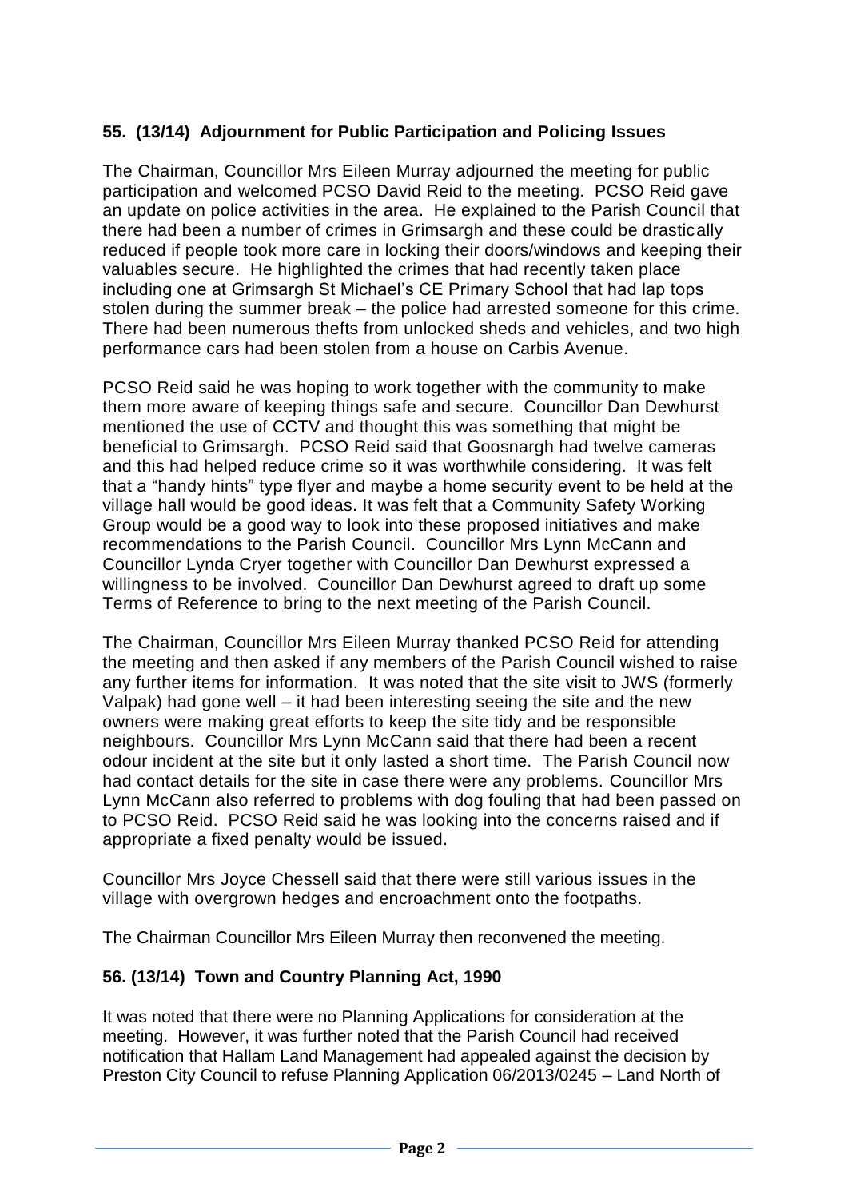### **55. (13/14) Adjournment for Public Participation and Policing Issues**

The Chairman, Councillor Mrs Eileen Murray adjourned the meeting for public participation and welcomed PCSO David Reid to the meeting. PCSO Reid gave an update on police activities in the area. He explained to the Parish Council that there had been a number of crimes in Grimsargh and these could be drastically reduced if people took more care in locking their doors/windows and keeping their valuables secure. He highlighted the crimes that had recently taken place including one at Grimsargh St Michael's CE Primary School that had lap tops stolen during the summer break – the police had arrested someone for this crime. There had been numerous thefts from unlocked sheds and vehicles, and two high performance cars had been stolen from a house on Carbis Avenue.

PCSO Reid said he was hoping to work together with the community to make them more aware of keeping things safe and secure. Councillor Dan Dewhurst mentioned the use of CCTV and thought this was something that might be beneficial to Grimsargh. PCSO Reid said that Goosnargh had twelve cameras and this had helped reduce crime so it was worthwhile considering. It was felt that a "handy hints" type flyer and maybe a home security event to be held at the village hall would be good ideas. It was felt that a Community Safety Working Group would be a good way to look into these proposed initiatives and make recommendations to the Parish Council. Councillor Mrs Lynn McCann and Councillor Lynda Cryer together with Councillor Dan Dewhurst expressed a willingness to be involved. Councillor Dan Dewhurst agreed to draft up some Terms of Reference to bring to the next meeting of the Parish Council.

The Chairman, Councillor Mrs Eileen Murray thanked PCSO Reid for attending the meeting and then asked if any members of the Parish Council wished to raise any further items for information. It was noted that the site visit to JWS (formerly Valpak) had gone well – it had been interesting seeing the site and the new owners were making great efforts to keep the site tidy and be responsible neighbours. Councillor Mrs Lynn McCann said that there had been a recent odour incident at the site but it only lasted a short time. The Parish Council now had contact details for the site in case there were any problems. Councillor Mrs Lynn McCann also referred to problems with dog fouling that had been passed on to PCSO Reid. PCSO Reid said he was looking into the concerns raised and if appropriate a fixed penalty would be issued.

Councillor Mrs Joyce Chessell said that there were still various issues in the village with overgrown hedges and encroachment onto the footpaths.

The Chairman Councillor Mrs Eileen Murray then reconvened the meeting.

### **56. (13/14) Town and Country Planning Act, 1990**

It was noted that there were no Planning Applications for consideration at the meeting. However, it was further noted that the Parish Council had received notification that Hallam Land Management had appealed against the decision by Preston City Council to refuse Planning Application 06/2013/0245 – Land North of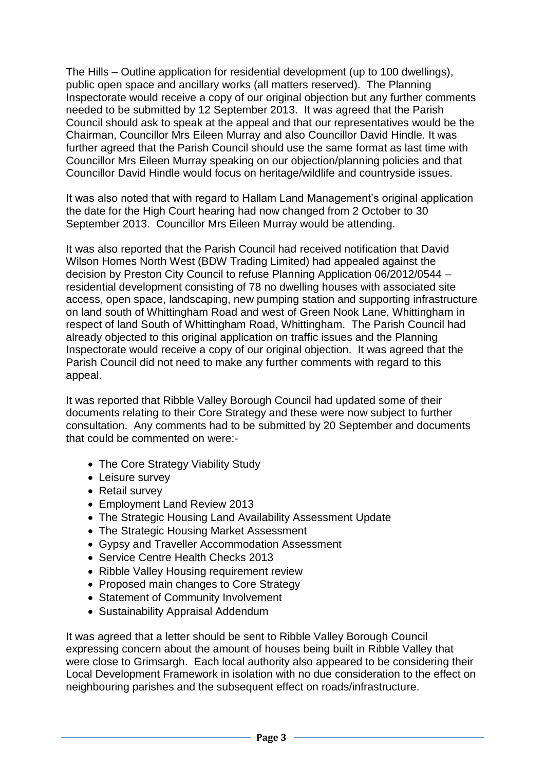The Hills – Outline application for residential development (up to 100 dwellings), public open space and ancillary works (all matters reserved). The Planning Inspectorate would receive a copy of our original objection but any further comments needed to be submitted by 12 September 2013. It was agreed that the Parish Council should ask to speak at the appeal and that our representatives would be the Chairman, Councillor Mrs Eileen Murray and also Councillor David Hindle. It was further agreed that the Parish Council should use the same format as last time with Councillor Mrs Eileen Murray speaking on our objection/planning policies and that Councillor David Hindle would focus on heritage/wildlife and countryside issues.

It was also noted that with regard to Hallam Land Management's original application the date for the High Court hearing had now changed from 2 October to 30 September 2013. Councillor Mrs Eileen Murray would be attending.

It was also reported that the Parish Council had received notification that David Wilson Homes North West (BDW Trading Limited) had appealed against the decision by Preston City Council to refuse Planning Application 06/2012/0544 – residential development consisting of 78 no dwelling houses with associated site access, open space, landscaping, new pumping station and supporting infrastructure on land south of Whittingham Road and west of Green Nook Lane, Whittingham in respect of land South of Whittingham Road, Whittingham. The Parish Council had already objected to this original application on traffic issues and the Planning Inspectorate would receive a copy of our original objection. It was agreed that the Parish Council did not need to make any further comments with regard to this appeal.

It was reported that Ribble Valley Borough Council had updated some of their documents relating to their Core Strategy and these were now subject to further consultation. Any comments had to be submitted by 20 September and documents that could be commented on were:-

- The Core Strategy Viability Study
- Leisure survey
- Retail survey
- Employment Land Review 2013
- The Strategic Housing Land Availability Assessment Update
- The Strategic Housing Market Assessment
- Gypsy and Traveller Accommodation Assessment
- Service Centre Health Checks 2013
- Ribble Valley Housing requirement review
- Proposed main changes to Core Strategy
- Statement of Community Involvement
- Sustainability Appraisal Addendum

It was agreed that a letter should be sent to Ribble Valley Borough Council expressing concern about the amount of houses being built in Ribble Valley that were close to Grimsargh. Each local authority also appeared to be considering their Local Development Framework in isolation with no due consideration to the effect on neighbouring parishes and the subsequent effect on roads/infrastructure.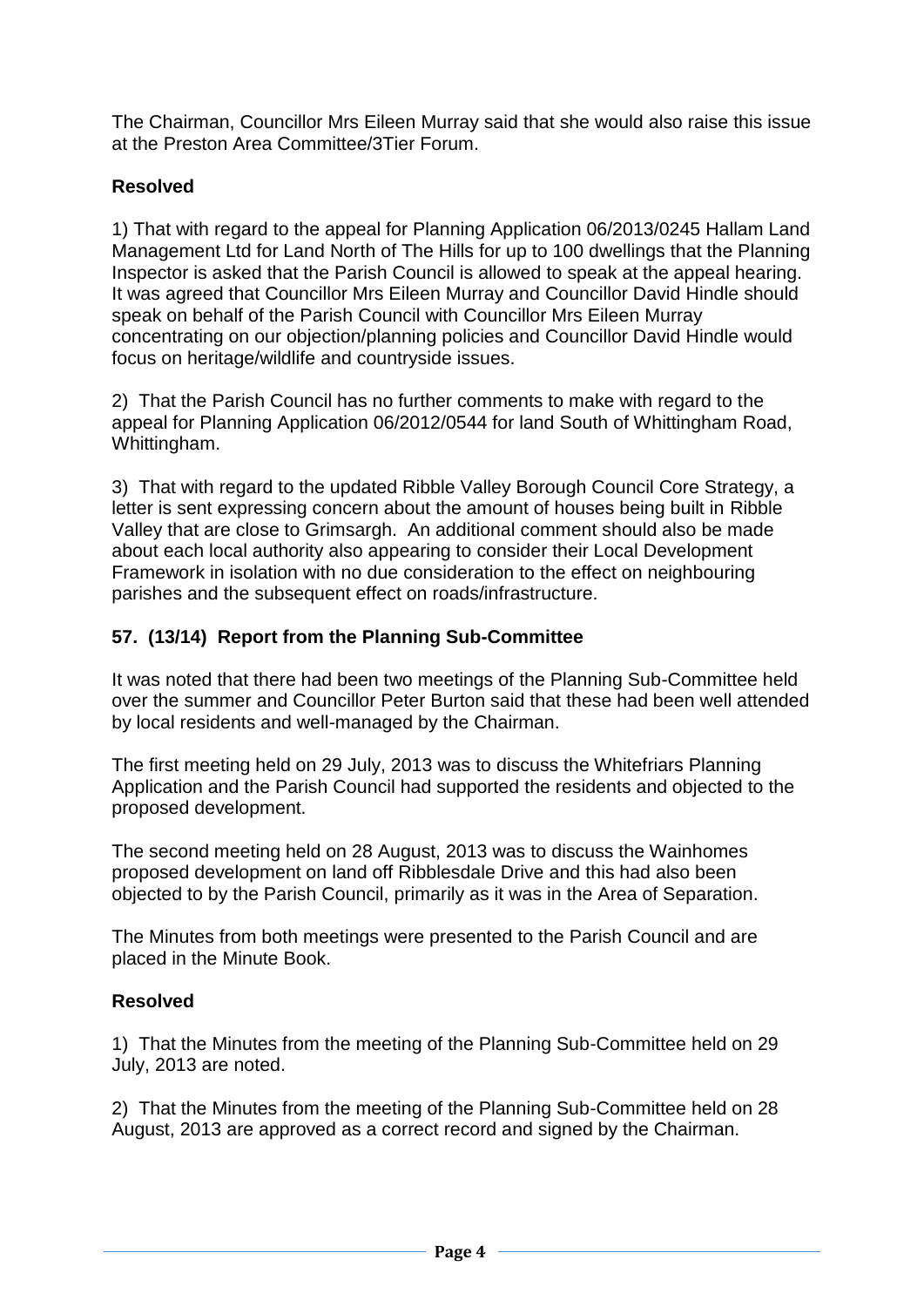The Chairman, Councillor Mrs Eileen Murray said that she would also raise this issue at the Preston Area Committee/3Tier Forum.

**Resolved**

1) That with regard to the appeal for Planning Application 06/2013/0245 Hallam Land Management Ltd for Land North of The Hills for up to 100 dwellings that the Planning Inspector is asked that the Parish Council is allowed to speak at the appeal hearing. It was agreed that Councillor Mrs Eileen Murray and Councillor David Hindle should speak on behalf of the Parish Council with Councillor Mrs Eileen Murray concentrating on our objection/planning policies and Councillor David Hindle would focus on heritage/wildlife and countryside issues.

2) That the Parish Council has no further comments to make with regard to the appeal for Planning Application 06/2012/0544 for land South of Whittingham Road, Whittingham.

3) That with regard to the updated Ribble Valley Borough Council Core Strategy, a letter is sent expressing concern about the amount of houses being built in Ribble Valley that are close to Grimsargh. An additional comment should also be made about each local authority also appearing to consider their Local Development Framework in isolation with no due consideration to the effect on neighbouring parishes and the subsequent effect on roads/infrastructure.

## 57. (13/14) Report from the Planning Sub-Committee

It was noted that there had been two meetings of the Planning Sub-Committee held over the summer and Councillor Peter Burton said that these had been well attended by local residents and well-managed by the Chairman.

The first meeting held on 29 July, 2013 was to discuss the Whitefriars Planning Application and the Parish Council had supported the residents and objected to the proposed development.

The second meeting held on 28 August, 2013 was to discuss the Wainhomes proposed development on land off Ribblesdale Drive and this had also been objected to by the Parish Council, primarily as it was in the Area of Separation.

The Minutes from both meetings were presented to the Parish Council and are placed in the Minute Book.

**Resolved**

1) That the Minutes from the meeting of the Planning Sub-Committee held on 29 July, 2013 are noted.

2) That the Minutes from the meeting of the Planning Sub-Committee held on 28 August, 2013 are approved as a correct record and signed by the Chairman.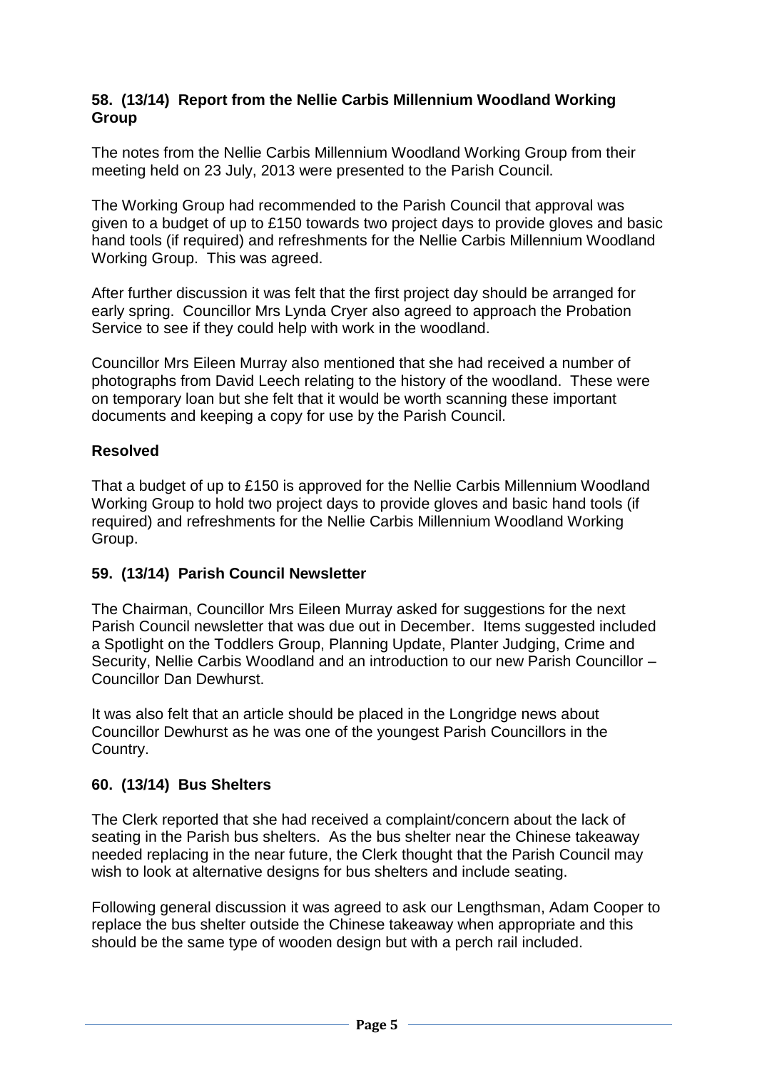### 58. (13/14) Report from the Nellie Carbis Millennium Woodland Working Group

The notes from the Nellie Carbis Millennium Woodland Working Group from their meeting held on 23 July, 2013 were presented to the Parish Council.

The Working Group had recommended to the Parish Council that approval was given to a budget of up to £150 towards two project days to provide gloves and basic hand tools (if required) and refreshments for the Nellie Carbis Millennium Woodland Working Group. This was agreed.

After further discussion it was felt that the first project day should be arranged for early spring. Councillor Mrs Lynda Cryer also agreed to approach the Probation Service to see if they could help with work in the woodland.

Councillor Mrs Eileen Murray also mentioned that she had received a number of photographs from David Leech relating to the history of the woodland. These were on temporary loan but she felt that it would be worth scanning these important documents and keeping a copy for use by the Parish Council.

**Resolved**

That a budget of up to £150 is approved for the Nellie Carbis Millennium Woodland Working Group to hold two project days to provide gloves and basic hand tools (if required) and refreshments for the Nellie Carbis Millennium Woodland Working Group.

### 59. (13/14) Parish Council Newsletter

The Chairman, Councillor Mrs Eileen Murray asked for suggestions for the next Parish Council newsletter that was due out in December. Items suggested included a Spotlight on the Toddlers Group, Planning Update, Planter Judging, Crime and Security, Nellie Carbis Woodland and an introduction to our new Parish Councillor – Councillor Dan Dewhurst.

It was also felt that an article should be placed in the Longridge news about Councillor Dewhurst as he was one of the youngest Parish Councillors in the Country.

### 60. (13/14) Bus Shelters

The Clerk reported that she had received a complaint/concern about the lack of seating in the Parish bus shelters. As the bus shelter near the Chinese takeaway needed replacing in the near future, the Clerk thought that the Parish Council may wish to look at alternative designs for bus shelters and include seating.

Following general discussion it was agreed to ask our Lengthsman, Adam Cooper to replace the bus shelter outside the Chinese takeaway when appropriate and this should be the same type of wooden design but with a perch rail included.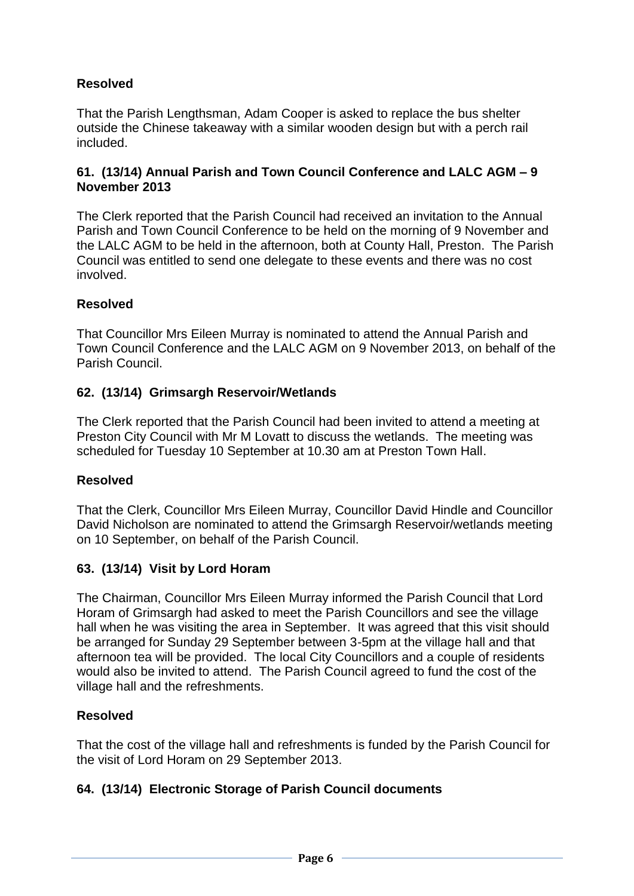**Resolved**

That the Parish Lengthsman, Adam Cooper is asked to replace the bus shelter outside the Chinese takeaway with a similar wooden design but with a perch rail included.

### 61. (13/14) Annual Parish and Town Council Conference and LALC AGM – 9 November 2013

The Clerk reported that the Parish Council had received an invitation to the Annual Parish and Town Council Conference to be held on the morning of 9 November and the LALC AGM to be held in the afternoon, both at County Hall, Preston. The Parish Council was entitled to send one delegate to these events and there was no cost involved.

**Resolved**

That Councillor Mrs Eileen Murray is nominated to attend the Annual Parish and Town Council Conference and the LALC AGM on 9 November 2013, on behalf of the Parish Council.

### 62. (13/14) Grimsargh Reservoir/Wetlands

The Clerk reported that the Parish Council had been invited to attend a meeting at Preston City Council with Mr M Lovatt to discuss the wetlands. The meeting was scheduled for Tuesday 10 September at 10.30 am at Preston Town Hall.

**Resolved**

That the Clerk, Councillor Mrs Eileen Murray, Councillor David Hindle and Councillor David Nicholson are nominated to attend the Grimsargh Reservoir/wetlands meeting on 10 September, on behalf of the Parish Council.

### 63. (13/14) Visit by Lord Horam

The Chairman, Councillor Mrs Eileen Murray informed the Parish Council that Lord Horam of Grimsargh had asked to meet the Parish Councillors and see the village hall when he was visiting the area in September. It was agreed that this visit should be arranged for Sunday 29 September between 3-5pm at the village hall and that afternoon tea will be provided. The local City Councillors and a couple of residents would also be invited to attend. The Parish Council agreed to fund the cost of the village hall and the refreshments.

**Resolved**

That the cost of the village hall and refreshments is funded by the Parish Council for the visit of Lord Horam on 29 September 2013.

### 64. (13/14) Electronic Storage of Parish Council documents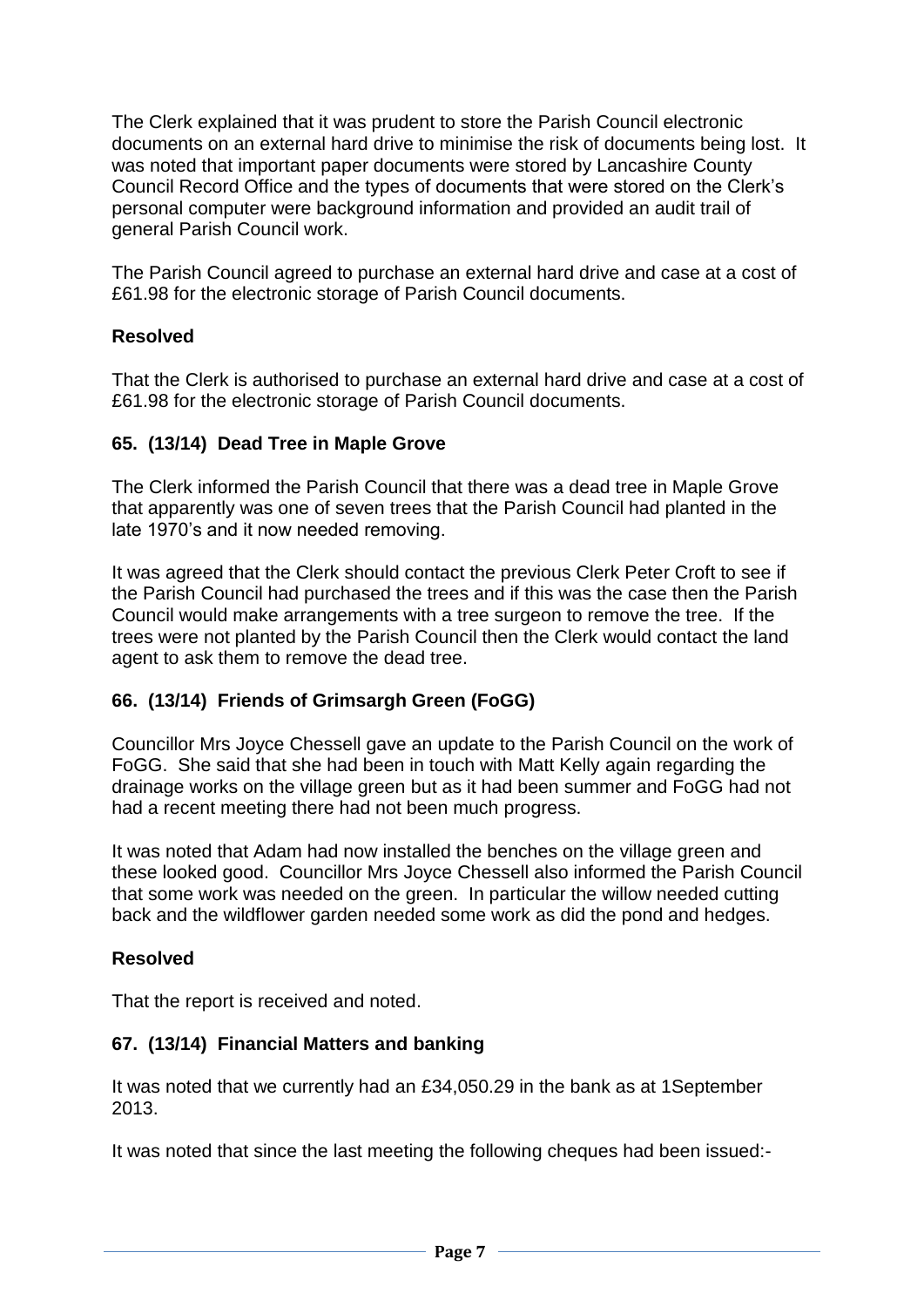The Clerk explained that it was prudent to store the Parish Council electronic documents on an external hard drive to minimise the risk of documents being lost. It was noted that important paper documents were stored by Lancashire County Council Record Office and the types of documents that were stored on the Clerk's personal computer were background information and provided an audit trail of general Parish Council work.

The Parish Council agreed to purchase an external hard drive and case at a cost of £61.98 for the electronic storage of Parish Council documents.

**Resolved**

That the Clerk is authorised to purchase an external hard drive and case at a cost of £61.98 for the electronic storage of Parish Council documents.

**65. (13/14) Dead Tree in Maple Grove**

The Clerk informed the Parish Council that there was a dead tree in Maple Grove that apparently was one of seven trees that the Parish Council had planted in the late 1970's and it now needed removing.

It was agreed that the Clerk should contact the previous Clerk Peter Croft to see if the Parish Council had purchased the trees and if this was the case then the Parish Council would make arrangements with a tree surgeon to remove the tree. If the trees were not planted by the Parish Council then the Clerk would contact the land agent to ask them to remove the dead tree.

**66. (13/14) Friends of Grimsargh Green (FoGG)**

Councillor Mrs Joyce Chessell gave an update to the Parish Council on the work of FoGG. She said that she had been in touch with Matt Kelly again regarding the drainage works on the village green but as it had been summer and FoGG had not had a recent meeting there had not been much progress.

It was noted that Adam had now installed the benches on the village green and these looked good. Councillor Mrs Joyce Chessell also informed the Parish Council that some work was needed on the green. In particular the willow needed cutting back and the wildflower garden needed some work as did the pond and hedges.

**Resolved**

That the report is received and noted.

**67. (13/14) Financial Matters and banking**

It was noted that we currently had an £34,050.29 in the bank as at 1September 2013.

It was noted that since the last meeting the following cheques had been issued:-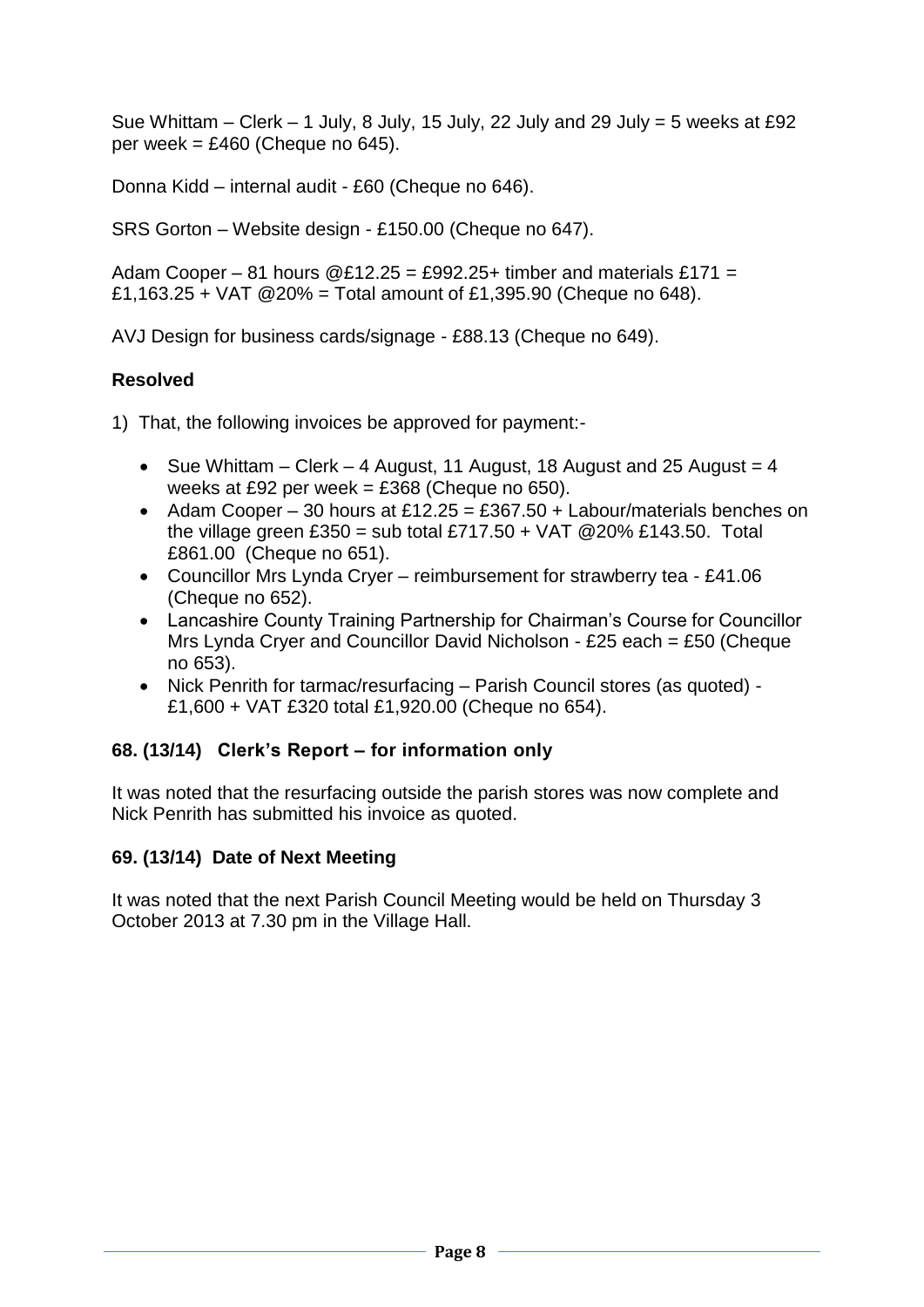Sue Whittam – Clerk – 1 July, 8 July, 15 July, 22 July and 29 July = 5 weeks at £92 per week = £460 (Cheque no 645).

Donna Kidd – internal audit - £60 (Cheque no 646).

SRS Gorton – Website design - £150.00 (Cheque no 647).

Adam Cooper – 81 hours @£12.25 = £992.25+ timber and materials £171 = £1,163.25 + VAT @20% = Total amount of £1,395.90 (Cheque no 648).

AVJ Design for business cards/signage - £88.13 (Cheque no 649).

**Resolved**

1) That, the following invoices be approved for payment:-

- Sue Whittam – Clerk – 4 August, 11 August, 18 August and 25 August = 4 weeks at £92 per week = £368 (Cheque no 650).
- Adam Cooper – 30 hours at £12.25 = £367.50 + Labour/materials benches on the village green £350 = sub total £717.50 + VAT @20% £143.50. Total £861.00 (Cheque no 651).
- Councillor Mrs Lynda Cryer – reimbursement for strawberry tea - £41.06 (Cheque no 652).
- Lancashire County Training Partnership for Chairman's Course for Councillor Mrs Lynda Cryer and Councillor David Nicholson - £25 each = £50 (Cheque no 653).
- Nick Penrith for tarmac/resurfacing – Parish Council stores (as quoted) - £1,600 + VAT £320 total £1,920.00 (Cheque no 654).

### 68. (13/14) Clerk's Report – for information only

It was noted that the resurfacing outside the parish stores was now complete and Nick Penrith has submitted his invoice as quoted.

### 69. (13/14) Date of Next Meeting

It was noted that the next Parish Council Meeting would be held on Thursday 3 October 2013 at 7.30 pm in the Village Hall.